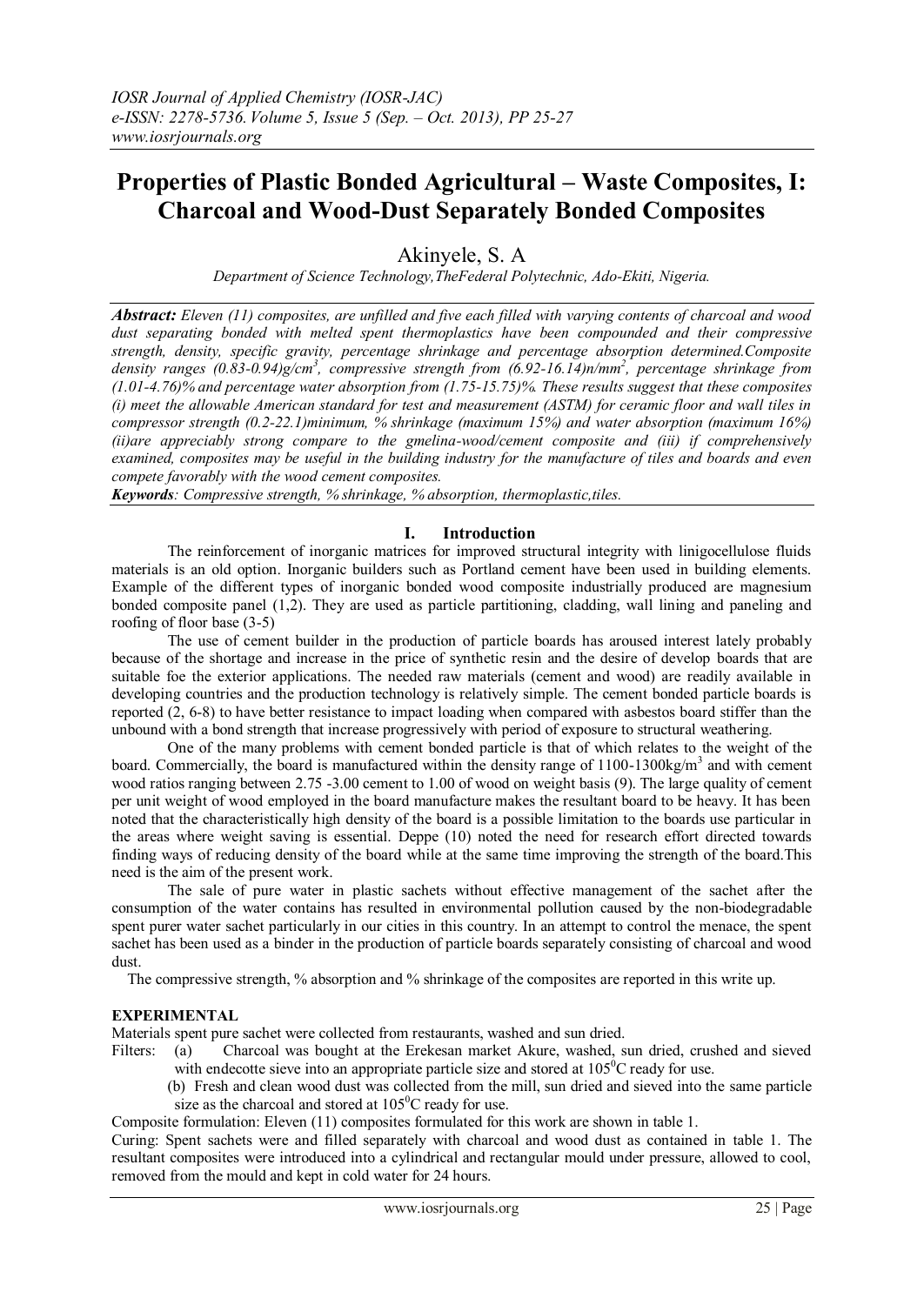# Properties of Plastic Bonded Agricultural – Waste Composites, I: Charcoal and Wood-Dust Separately Bonded Composites

Akinyele, S. A

*Department of Science Technology,TheFederal Polytechnic, Ado-Ekiti, Nigeria.*

***Abstract:*** *Eleven (11) composites, are unfilled and five each filled with varying contents of charcoal and wood dust separating bonded with melted spent thermoplastics have been compounded and their compressive strength, density, specific gravity, percentage shrinkage and percentage absorption determined.Composite density ranges (0.83-0.94)g/cm$^3$, compressive strength from (6.92-16.14)n/mm$^2$, percentage shrinkage from (1.01-4.76)% and percentage water absorption from (1.75-15.75)%. These results suggest that these composites (i) meet the allowable American standard for test and measurement (ASTM) for ceramic floor and wall tiles in compressor strength (0.2-22.1)minimum, % shrinkage (maximum 15%) and water absorption (maximum 16%) (ii)are appreciably strong compare to the gmelina-wood/cement composite and (iii) if comprehensively examined, composites may be useful in the building industry for the manufacture of tiles and boards and even compete favorably with the wood cement composites.*

***Keywords****: Compressive strength, % shrinkage, % absorption, thermoplastic,tiles.*

## I. Introduction

The reinforcement of inorganic matrices for improved structural integrity with linigocellulose fluids materials is an old option. Inorganic builders such as Portland cement have been used in building elements. Example of the different types of inorganic bonded wood composite industrially produced are magnesium bonded composite panel (1,2). They are used as particle partitioning, cladding, wall lining and paneling and roofing of floor base (3-5)

The use of cement builder in the production of particle boards has aroused interest lately probably because of the shortage and increase in the price of synthetic resin and the desire of develop boards that are suitable foe the exterior applications. The needed raw materials (cement and wood) are readily available in developing countries and the production technology is relatively simple. The cement bonded particle boards is reported (2, 6-8) to have better resistance to impact loading when compared with asbestos board stiffer than the unbound with a bond strength that increase progressively with period of exposure to structural weathering.

One of the many problems with cement bonded particle is that of which relates to the weight of the board. Commercially, the board is manufactured within the density range of 1100-1300kg/m$^3$ and with cement wood ratios ranging between 2.75 -3.00 cement to 1.00 of wood on weight basis (9). The large quality of cement per unit weight of wood employed in the board manufacture makes the resultant board to be heavy. It has been noted that the characteristically high density of the board is a possible limitation to the boards use particular in the areas where weight saving is essential. Deppe (10) noted the need for research effort directed towards finding ways of reducing density of the board while at the same time improving the strength of the board.This need is the aim of the present work.

The sale of pure water in plastic sachets without effective management of the sachet after the consumption of the water contains has resulted in environmental pollution caused by the non-biodegradable spent purer water sachet particularly in our cities in this country. In an attempt to control the menace, the spent sachet has been used as a binder in the production of particle boards separately consisting of charcoal and wood dust.

The compressive strength, % absorption and % shrinkage of the composites are reported in this write up.

**EXPERIMENTAL**

Materials spent pure sachet were collected from restaurants, washed and sun dried.

Filters: (a) Charcoal was bought at the Erekesan market Akure, washed, sun dried, crushed and sieved with endecotte sieve into an appropriate particle size and stored at 105$^0$C ready for use.

(b) Fresh and clean wood dust was collected from the mill, sun dried and sieved into the same particle size as the charcoal and stored at 105$^0$C ready for use.

Composite formulation: Eleven (11) composites formulated for this work are shown in table 1.

Curing: Spent sachets were and filled separately with charcoal and wood dust as contained in table 1. The resultant composites were introduced into a cylindrical and rectangular mould under pressure, allowed to cool, removed from the mould and kept in cold water for 24 hours.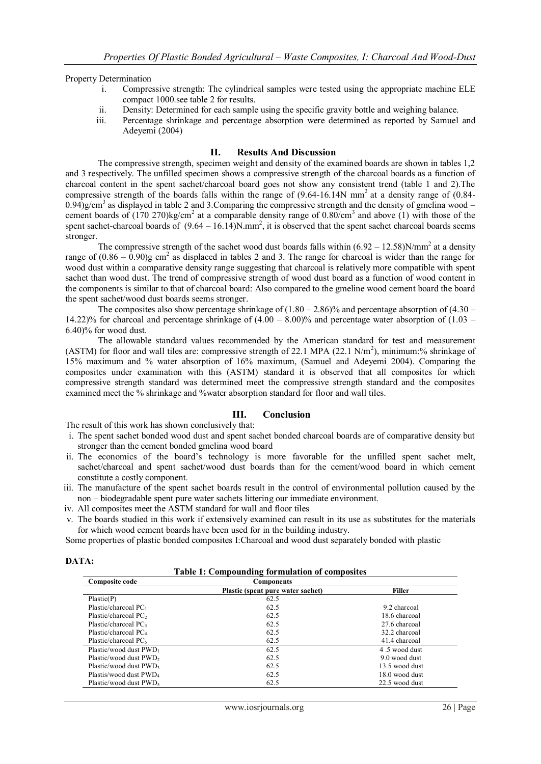Property Determination

i. Compressive strength: The cylindrical samples were tested using the appropriate machine ELE compact 1000.see table 2 for results.
ii. Density: Determined for each sample using the specific gravity bottle and weighing balance.
iii. Percentage shrinkage and percentage absorption were determined as reported by Samuel and Adeyemi (2004)

## II. Results And Discussion

The compressive strength, specimen weight and density of the examined boards are shown in tables 1,2 and 3 respectively. The unfilled specimen shows a compressive strength of the charcoal boards as a function of charcoal content in the spent sachet/charcoal board goes not show any consistent trend (table 1 and 2).The compressive strength of the boards falls within the range of (9.64-16.14N mm$^2$ at a density range of (0.84-0.94)g/cm$^3$ as displayed in table 2 and 3.Comparing the compressive strength and the density of gmelina wood – cement boards of (170 270)kg/cm$^2$ at a comparable density range of 0.80/cm$^3$ and above (1) with those of the spent sachet-charcoal boards of (9.64 – 16.14)N.mm$^2$, it is observed that the spent sachet charcoal boards seems stronger.

The compressive strength of the sachet wood dust boards falls within (6.92 – 12.58)N/mm$^2$ at a density range of (0.86 – 0.90)g cm$^2$ as displaced in tables 2 and 3. The range for charcoal is wider than the range for wood dust within a comparative density range suggesting that charcoal is relatively more compatible with spent sachet than wood dust. The trend of compressive strength of wood dust board as a function of wood content in the components is similar to that of charcoal board: Also compared to the gmeline wood cement board the board the spent sachet/wood dust boards seems stronger.

The composites also show percentage shrinkage of (1.80 – 2.86)% and percentage absorption of (4.30 – 14.22)% for charcoal and percentage shrinkage of (4.00 – 8.00)% and percentage water absorption of (1.03 – 6.40)% for wood dust.

The allowable standard values recommended by the American standard for test and measurement (ASTM) for floor and wall tiles are: compressive strength of 22.1 MPA (22.1 N/m$^2$), minimum:% shrinkage of 15% maximum and % water absorption of 16% maximum, (Samuel and Adeyemi 2004). Comparing the composites under examination with this (ASTM) standard it is observed that all composites for which compressive strength standard was determined meet the compressive strength standard and the composites examined meet the % shrinkage and %water absorption standard for floor and wall tiles.

## III. Conclusion

The result of this work has shown conclusively that:

i. The spent sachet bonded wood dust and spent sachet bonded charcoal boards are of comparative density but stronger than the cement bonded gmelina wood board
ii. The economics of the board's technology is more favorable for the unfilled spent sachet melt, sachet/charcoal and spent sachet/wood dust boards than for the cement/wood board in which cement constitute a costly component.
iii. The manufacture of the spent sachet boards result in the control of environmental pollution caused by the non – biodegradable spent pure water sachets littering our immediate environment.
iv. All composites meet the ASTM standard for wall and floor tiles
v. The boards studied in this work if extensively examined can result in its use as substitutes for the materials for which wood cement boards have been used for in the building industry.

Some properties of plastic bonded composites I:Charcoal and wood dust separately bonded with plastic

**DATA:**

**Table 1: Compounding formulation of composites**

| Composite code | Components | |
|---|---|---|
| | Plastic (spent pure water sachet) | Filler |
| Plastic(P) | 62.5 | |
| Plastic/charcoal $PC_1$ | 62.5 | 9.2 charcoal |
| Plastic/charcoal $PC_2$ | 62.5 | 18.6 charcoal |
| Plastic/charcoal $PC_3$ | 62.5 | 27.6 charcoal |
| Plastic/charcoal $PC_4$ | 62.5 | 32.2 charcoal |
| Plastic/charcoal $PC_5$ | 62.5 | 41.4 charcoal |
| Plastic/wood dust $PWD_1$ | 62.5 | 4 .5 wood dust |
| Plastic/wood dust $PWD_2$ | 62.5 | 9.0 wood dust |
| Plastic/wood dust $PWD_3$ | 62.5 | 13.5 wood dust |
| Plastis/wood dust $PWD_4$ | 62.5 | 18.0 wood dust |
| Plastic/wood dust $PWD_5$ | 62.5 | 22.5 wood dust |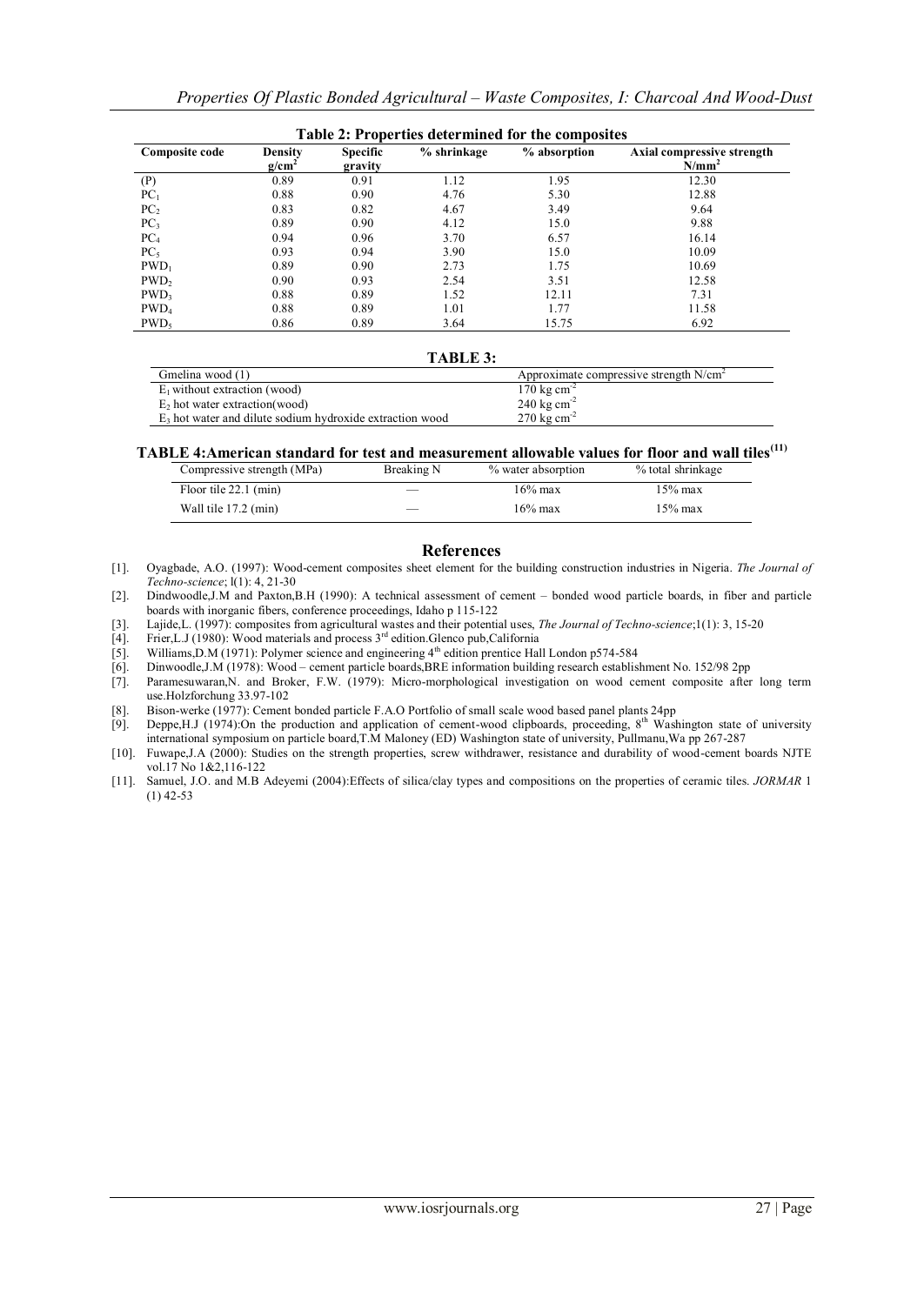**Table 2: Properties determined for the composites**

| Composite code | Density $g/cm^2$ | Specific gravity | % shrinkage | % absorption | Axial compressive strength $N/mm^2$ |
|---|---|---|---|---|---|
| (P) | 0.89 | 0.91 | 1.12 | 1.95 | 12.30 |
| $PC_1$ | 0.88 | 0.90 | 4.76 | 5.30 | 12.88 |
| $PC_2$ | 0.83 | 0.82 | 4.67 | 3.49 | 9.64 |
| $PC_3$ | 0.89 | 0.90 | 4.12 | 15.0 | 9.88 |
| $PC_4$ | 0.94 | 0.96 | 3.70 | 6.57 | 16.14 |
| $PC_5$ | 0.93 | 0.94 | 3.90 | 15.0 | 10.09 |
| $PWD_1$ | 0.89 | 0.90 | 2.73 | 1.75 | 10.69 |
| $PWD_2$ | 0.90 | 0.93 | 2.54 | 3.51 | 12.58 |
| $PWD_3$ | 0.88 | 0.89 | 1.52 | 12.11 | 7.31 |
| $PWD_4$ | 0.88 | 0.89 | 1.01 | 1.77 | 11.58 |
| $PWD_5$ | 0.86 | 0.89 | 3.64 | 15.75 | 6.92 |

**TABLE 3:**

| Gmelina wood (1) | Approximate compressive strength $N/cm^2$ |
|---|---|
| $E_1$ without extraction (wood) | 170 kg $cm^{-2}$ |
| $E_2$ hot water extraction(wood) | 240 kg $cm^{-2}$ |
| $E_3$ hot water and dilute sodium hydroxide extraction wood | 270 kg $cm^{-2}$ |

**TABLE 4:American standard for test and measurement allowable values for floor and wall tiles[11]**

| Compressive strength (MPa) | Breaking N | % water absorption | % total shrinkage |
|---|---|---|---|
| Floor tile 22.1 (min) | — | 16% max | 15% max |
| Wall tile 17.2 (min) | — | 16% max | 15% max |

## References

[1]. Oyagbade, A.O. (1997): Wood-cement composites sheet element for the building construction industries in Nigeria. *The Journal of Techno-science*; l(1): 4, 21-30

[2]. Dindwoodle,J.M and Paxton,B.H (1990): A technical assessment of cement – bonded wood particle boards, in fiber and particle boards with inorganic fibers, conference proceedings, Idaho p 115-122

[3]. Lajide,L. (1997): composites from agricultural wastes and their potential uses, *The Journal of Techno-science*;1(1): 3, 15-20

[4]. Frier,L.J (1980): Wood materials and process 3rd edition.Glenco pub,California

[5]. Williams,D.M (1971): Polymer science and engineering 4th edition prentice Hall London p574-584

[6]. Dinwoodle,J.M (1978): Wood – cement particle boards,BRE information building research establishment No. 152/98 2pp

[7]. Paramesuwaran,N. and Broker, F.W. (1979): Micro-morphological investigation on wood cement composite after long term use.Holzforchung 33.97-102

[8]. Bison-werke (1977): Cement bonded particle F.A.O Portfolio of small scale wood based panel plants 24pp

[9]. Deppe,H.J (1974):On the production and application of cement-wood clipboards, proceeding, 8th Washington state of university international symposium on particle board,T.M Maloney (ED) Washington state of university, Pullmanu,Wa pp 267-287

[10]. Fuwape,J.A (2000): Studies on the strength properties, screw withdrawer, resistance and durability of wood-cement boards NJTE vol.17 No 1&2,116-122

[11]. Samuel, J.O. and M.B Adeyemi (2004):Effects of silica/clay types and compositions on the properties of ceramic tiles. *JORMAR* 1 (1) 42-53